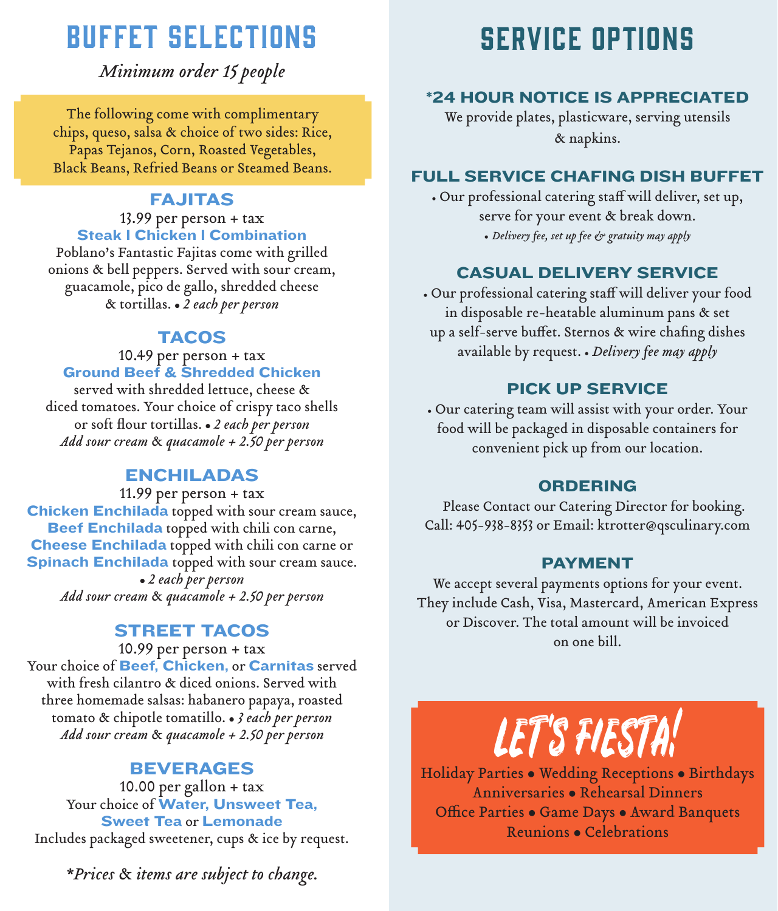# BUFFET SELECTIONS

*Minimum order 15 people*

The following come with complimentary chips, queso, salsa & choice of two sides: Rice, Papas Tejanos, Corn, Roasted Vegetables, Black Beans, Refried Beans or Steamed Beans.

## FAJITAS

13.99 per person + tax

**Steak | Chicken | Combination**

Poblano's Fantastic Fajitas come with grilled onions & bell peppers. Served with sour cream, guacamole, pico de gallo, shredded cheese & tortillas. • *2 each per person*

## TACOS

10.49 per person + tax

**Ground Beef & Shredded Chicken**

served with shredded lettuce, cheese & diced tomatoes. Your choice of crispy taco shells or soft flour tortillas. • *2 each per person*

*Add sour cream & quacamole + 2.50 per person*

## ENCHILADAS

11.99 per person + tax

**Chicken Enchilada** topped with sour cream sauce, **Beef Enchilada** topped with chili con carne, **Cheese Enchilada** topped with chili con carne or **Spinach Enchilada** topped with sour cream sauce.

• *2 each per person*

*Add sour cream & quacamole + 2.50 per person*

## STREET TACOS

10.99 per person + tax

Your choice of **Beef, Chicken,** or **Carnitas** served with fresh cilantro & diced onions. Served with three homemade salsas: habanero papaya, roasted tomato & chipotle tomatillo. • *3 each per person*

*Add sour cream & quacamole + 2.50 per person*

## BEVERAGES

10.00 per gallon + tax

Your choice of **Water, Unsweet Tea, Sweet Tea** or **Lemonade**

Includes packaged sweetener, cups & ice by request.

*\*Prices & items are subject to change.*

# SERVICE OPTIONS

## *24 HOUR NOTICE IS APPRECIATED

We provide plates, plasticware, serving utensils & napkins.

## FULL SERVICE CHAFING DISH BUFFET

• Our professional catering staff will deliver, set up, serve for your event & break down.

• *Delivery fee, set up fee & gratuity may apply*

## CASUAL DELIVERY SERVICE

• Our professional catering staff will deliver your food in disposable re-heatable aluminum pans & set up a self-serve buffet. Sternos & wire chafing dishes available by request. • *Delivery fee may apply*

## PICK UP SERVICE

• Our catering team will assist with your order. Your food will be packaged in disposable containers for convenient pick up from our location.

## ORDERING

Please Contact our Catering Director for booking.
Call: 405-938-8353 or Email: ktrotter@qsculinary.com

## PAYMENT

We accept several payments options for your event. They include Cash, Visa, Mastercard, American Express or Discover. The total amount will be invoiced on one bill.

# LET'S FIESTA!

Holiday Parties • Wedding Receptions • Birthdays
Anniversaries • Rehearsal Dinners
Office Parties • Game Days • Award Banquets
Reunions • Celebrations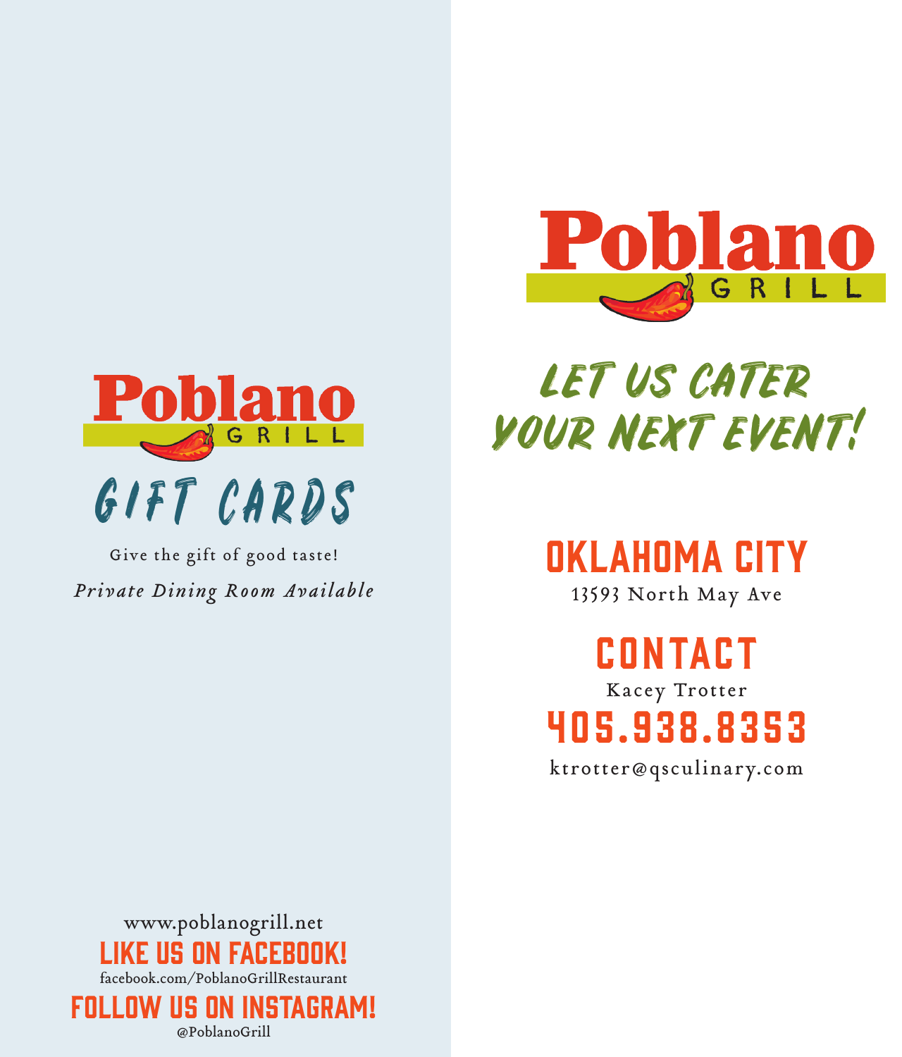# Poblano GRILL

## GIFT CARDS

Give the gift of good taste!

*Private Dining Room Available*

www.poblanogrill.net

**LIKE US ON FACEBOOK!**

facebook.com/PoblanoGrillRestaurant

**FOLLOW US ON INSTAGRAM!**

@PoblanoGrill

# Poblano GRILL

## LET US CATER YOUR NEXT EVENT!

### OKLAHOMA CITY

13593 North May Ave

### CONTACT

Kacey Trotter

**405.938.8353**

ktrotter@qsculinary.com